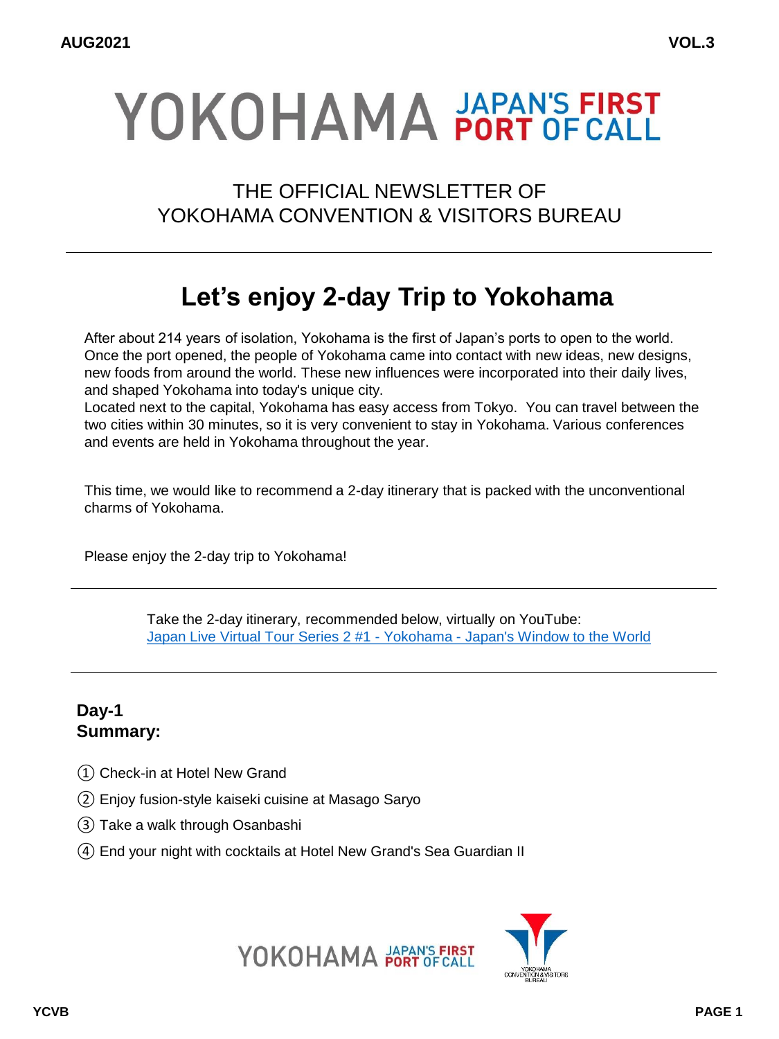# YOKOHAMA JAPAN'S FIRST PORT OF CALL

## THE OFFICIAL NEWSLETTER OF YOKOHAMA CONVENTION & VISITORS BUREAU

---

# Let's enjoy 2-day Trip to Yokohama

After about 214 years of isolation, Yokohama is the first of Japan's ports to open to the world. Once the port opened, the people of Yokohama came into contact with new ideas, new designs, new foods from around the world. These new influences were incorporated into their daily lives, and shaped Yokohama into today's unique city.
Located next to the capital, Yokohama has easy access from Tokyo. You can travel between the two cities within 30 minutes, so it is very convenient to stay in Yokohama. Various conferences and events are held in Yokohama throughout the year.

This time, we would like to recommend a 2-day itinerary that is packed with the unconventional charms of Yokohama.

Please enjoy the 2-day trip to Yokohama!

---

Take the 2-day itinerary, recommended below, virtually on YouTube:
Japan Live Virtual Tour Series 2 #1 - Yokohama - Japan's Window to the World

---

**Day-1**
**Summary:**

① Check-in at Hotel New Grand

② Enjoy fusion-style kaiseki cuisine at Masago Saryo

③ Take a walk through Osanbashi

④ End your night with cocktails at Hotel New Grand's Sea Guardian II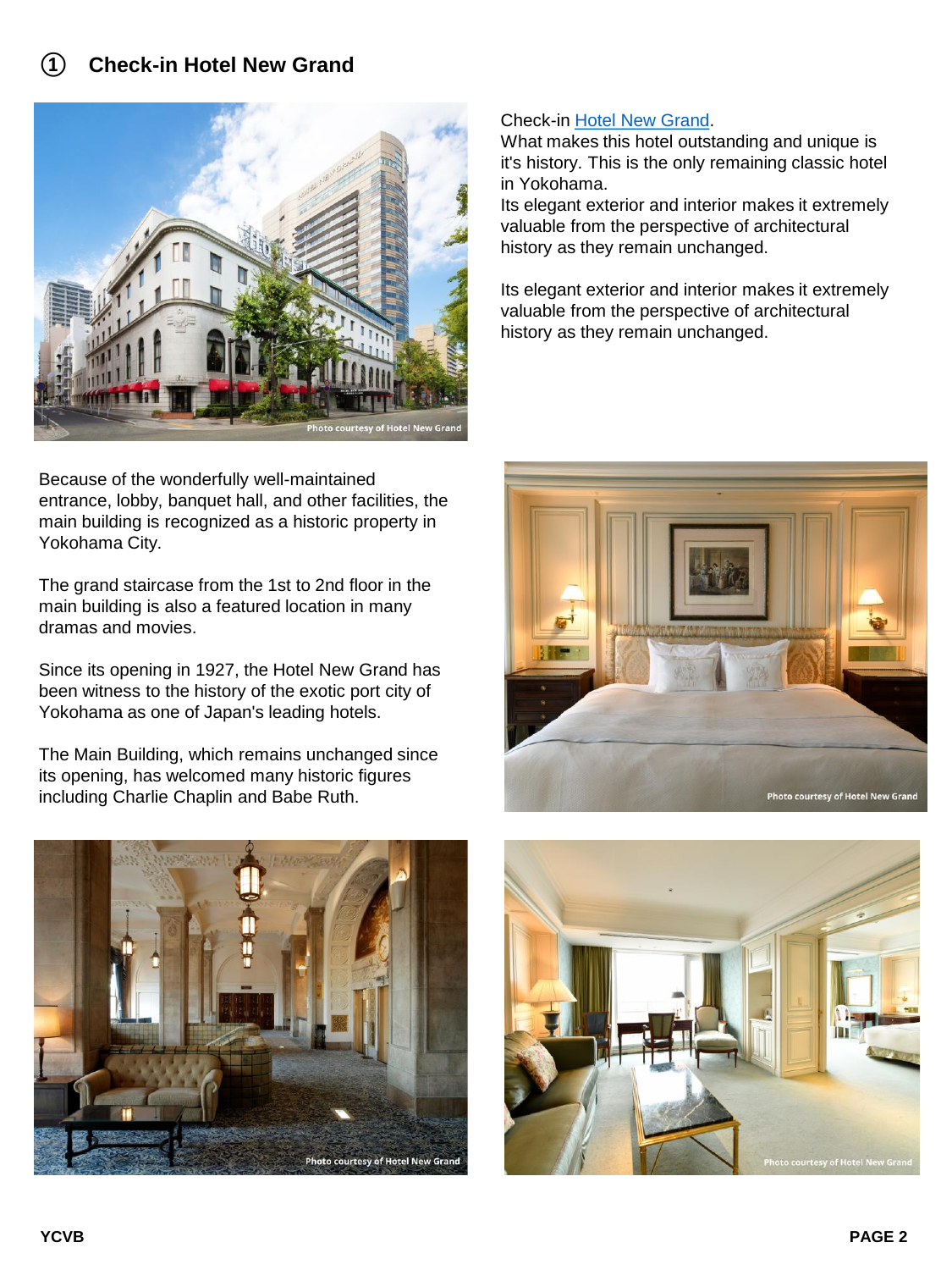## ① Check-in Hotel New Grand

Check-in Hotel New Grand.
What makes this hotel outstanding and unique is it's history. This is the only remaining classic hotel in Yokohama.
Its elegant exterior and interior makes it extremely valuable from the perspective of architectural history as they remain unchanged.

Its elegant exterior and interior makes it extremely valuable from the perspective of architectural history as they remain unchanged.

Because of the wonderfully well-maintained entrance, lobby, banquet hall, and other facilities, the main building is recognized as a historic property in Yokohama City.

The grand staircase from the 1st to 2nd floor in the main building is also a featured location in many dramas and movies.

Since its opening in 1927, the Hotel New Grand has been witness to the history of the exotic port city of Yokohama as one of Japan's leading hotels.

The Main Building, which remains unchanged since its opening, has welcomed many historic figures including Charlie Chaplin and Babe Ruth.

Photo courtesy of Hotel New Grand

Photo courtesy of Hotel New Grand

Photo courtesy of Hotel New Grand

Photo courtesy of Hotel New Grand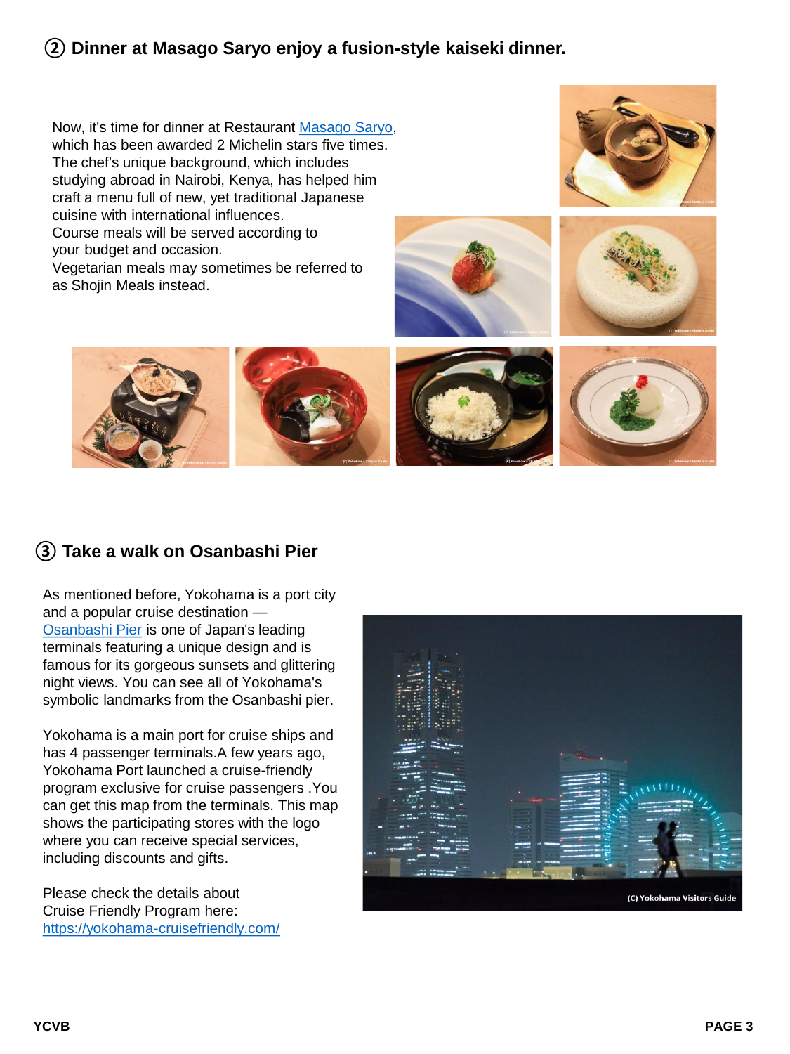## ② Dinner at Masago Saryo enjoy a fusion-style kaiseki dinner.

Now, it's time for dinner at Restaurant Masago Saryo, which has been awarded 2 Michelin stars five times. The chef's unique background, which includes studying abroad in Nairobi, Kenya, has helped him craft a menu full of new, yet traditional Japanese cuisine with international influences.
Course meals will be served according to your budget and occasion.
Vegetarian meals may sometimes be referred to as Shojin Meals instead.

## ③ Take a walk on Osanbashi Pier

As mentioned before, Yokohama is a port city and a popular cruise destination — Osanbashi Pier is one of Japan's leading terminals featuring a unique design and is famous for its gorgeous sunsets and glittering night views. You can see all of Yokohama's symbolic landmarks from the Osanbashi pier.

Yokohama is a main port for cruise ships and has 4 passenger terminals.A few years ago, Yokohama Port launched a cruise-friendly program exclusive for cruise passengers .You can get this map from the terminals. This map shows the participating stores with the logo where you can receive special services, including discounts and gifts.

Please check the details about Cruise Friendly Program here:
https://yokohama-cruisefriendly.com/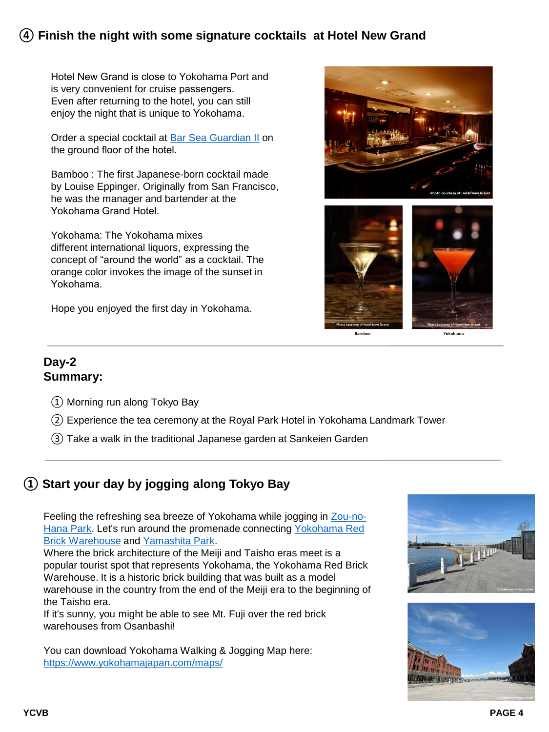## ④ Finish the night with some signature cocktails at Hotel New Grand

Hotel New Grand is close to Yokohama Port and is very convenient for cruise passengers. Even after returning to the hotel, you can still enjoy the night that is unique to Yokohama.

Order a special cocktail at Bar Sea Guardian II on the ground floor of the hotel.

Bamboo : The first Japanese-born cocktail made by Louise Eppinger. Originally from San Francisco, he was the manager and bartender at the Yokohama Grand Hotel.

Yokohama: The Yokohama mixes different international liquors, expressing the concept of “around the world” as a cocktail. The orange color invokes the image of the sunset in Yokohama.

Hope you enjoyed the first day in Yokohama.

Photo courtesy of Hotel New Grand

Bamboo

Yokohama

---

## Day-2
## Summary:

① Morning run along Tokyo Bay

② Experience the tea ceremony at the Royal Park Hotel in Yokohama Landmark Tower

③ Take a walk in the traditional Japanese garden at Sankeien Garden

---

## ① Start your day by jogging along Tokyo Bay

Feeling the refreshing sea breeze of Yokohama while jogging in Zou-no-Hana Park. Let's run around the promenade connecting Yokohama Red Brick Warehouse and Yamashita Park.
Where the brick architecture of the Meiji and Taisho eras meet is a popular tourist spot that represents Yokohama, the Yokohama Red Brick Warehouse. It is a historic brick building that was built as a model warehouse in the country from the end of the Meiji era to the beginning of the Taisho era.
If it's sunny, you might be able to see Mt. Fuji over the red brick warehouses from Osanbashi!

You can download Yokohama Walking & Jogging Map here:
https://www.yokohamajapan.com/maps/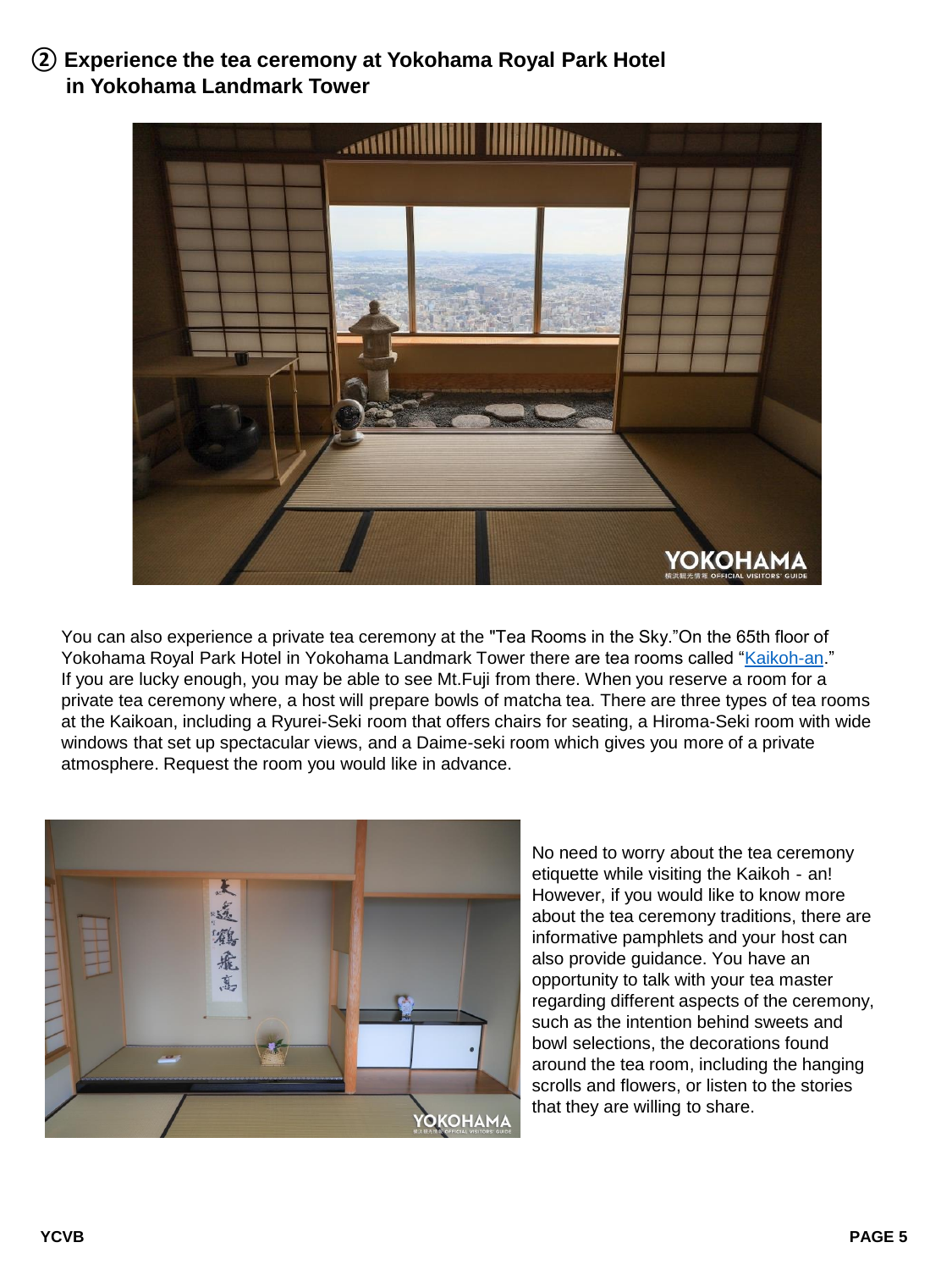## ② Experience the tea ceremony at Yokohama Royal Park Hotel in Yokohama Landmark Tower

You can also experience a private tea ceremony at the "Tea Rooms in the Sky."On the 65th floor of Yokohama Royal Park Hotel in Yokohama Landmark Tower there are tea rooms called "Kaikoh-an." If you are lucky enough, you may be able to see Mt.Fuji from there. When you reserve a room for a private tea ceremony where, a host will prepare bowls of matcha tea. There are three types of tea rooms at the Kaikoan, including a Ryurei-Seki room that offers chairs for seating, a Hiroma-Seki room with wide windows that set up spectacular views, and a Daime-seki room which gives you more of a private atmosphere. Request the room you would like in advance.

No need to worry about the tea ceremony etiquette while visiting the Kaikoh - an! However, if you would like to know more about the tea ceremony traditions, there are informative pamphlets and your host can also provide guidance. You have an opportunity to talk with your tea master regarding different aspects of the ceremony, such as the intention behind sweets and bowl selections, the decorations found around the tea room, including the hanging scrolls and flowers, or listen to the stories that they are willing to share.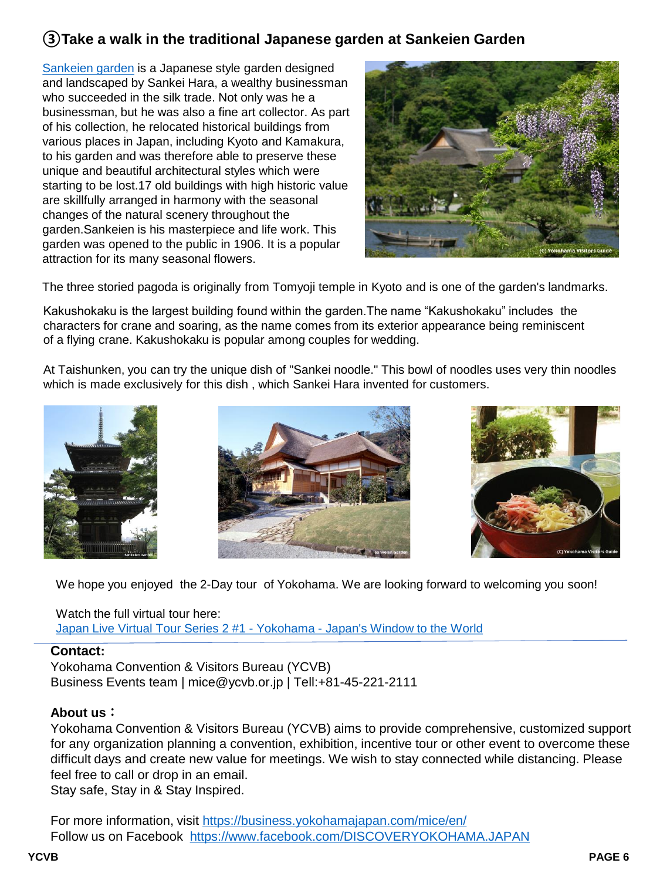## ③Take a walk in the traditional Japanese garden at Sankeien Garden

Sankeien garden is a Japanese style garden designed and landscaped by Sankei Hara, a wealthy businessman who succeeded in the silk trade. Not only was he a businessman, but he was also a fine art collector. As part of his collection, he relocated historical buildings from various places in Japan, including Kyoto and Kamakura, to his garden and was therefore able to preserve these unique and beautiful architectural styles which were starting to be lost.17 old buildings with high historic value are skillfully arranged in harmony with the seasonal changes of the natural scenery throughout the garden.Sankeien is his masterpiece and life work. This garden was opened to the public in 1906. It is a popular attraction for its many seasonal flowers.

The three storied pagoda is originally from Tomyoji temple in Kyoto and is one of the garden's landmarks.

Kakushokaku is the largest building found within the garden.The name "Kakushokaku" includes the characters for crane and soaring, as the name comes from its exterior appearance being reminiscent of a flying crane. Kakushokaku is popular among couples for wedding.

At Taishunken, you can try the unique dish of "Sankei noodle." This bowl of noodles uses very thin noodles which is made exclusively for this dish , which Sankei Hara invented for customers.

We hope you enjoyed the 2-Day tour of Yokohama. We are looking forward to welcoming you soon!

Watch the full virtual tour here:
Japan Live Virtual Tour Series 2 #1 - Yokohama - Japan's Window to the World

**Contact:**
Yokohama Convention & Visitors Bureau (YCVB)
Business Events team | mice@ycvb.or.jp | Tell:+81-45-221-2111

**About us：**
Yokohama Convention & Visitors Bureau (YCVB) aims to provide comprehensive, customized support for any organization planning a convention, exhibition, incentive tour or other event to overcome these difficult days and create new value for meetings. We wish to stay connected while distancing. Please feel free to call or drop in an email.
Stay safe, Stay in & Stay Inspired.

For more information, visit https://business.yokohamajapan.com/mice/en/
Follow us on Facebook https://www.facebook.com/DISCOVERYOKOHAMA.JAPAN